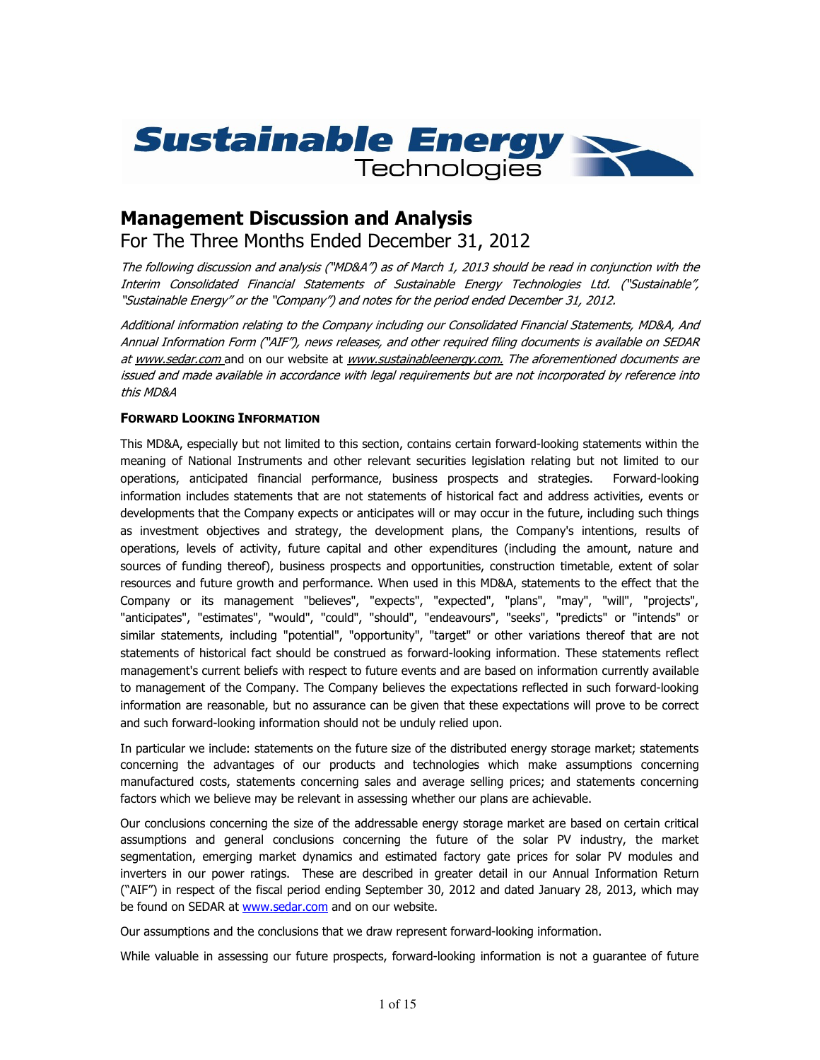# Sustainable Energy Technologies

## Management Discussion and Analysis

For The Three Months Ended December 31, 2012

*The following discussion and analysis ("MD&A") as of March 1, 2013 should be read in conjunction with the Interim Consolidated Financial Statements of Sustainable Energy Technologies Ltd. ("Sustainable", "Sustainable Energy" or the "Company") and notes for the period ended December 31, 2012.*

*Additional information relating to the Company including our Consolidated Financial Statements, MD&A, And Annual Information Form ("AIF"), news releases, and other required filing documents is available on SEDAR at www.sedar.com and on our website at www.sustainableenergy.com. The aforementioned documents are issued and made available in accordance with legal requirements but are not incorporated by reference into this MD&A*

### FORWARD LOOKING INFORMATION

This MD&A, especially but not limited to this section, contains certain forward-looking statements within the meaning of National Instruments and other relevant securities legislation relating but not limited to our operations, anticipated financial performance, business prospects and strategies. Forward-looking information includes statements that are not statements of historical fact and address activities, events or developments that the Company expects or anticipates will or may occur in the future, including such things as investment objectives and strategy, the development plans, the Company's intentions, results of operations, levels of activity, future capital and other expenditures (including the amount, nature and sources of funding thereof), business prospects and opportunities, construction timetable, extent of solar resources and future growth and performance. When used in this MD&A, statements to the effect that the Company or its management "believes", "expects", "expected", "plans", "may", "will", "projects", "anticipates", "estimates", "would", "could", "should", "endeavours", "seeks", "predicts" or "intends" or similar statements, including "potential", "opportunity", "target" or other variations thereof that are not statements of historical fact should be construed as forward-looking information. These statements reflect management's current beliefs with respect to future events and are based on information currently available to management of the Company. The Company believes the expectations reflected in such forward-looking information are reasonable, but no assurance can be given that these expectations will prove to be correct and such forward-looking information should not be unduly relied upon.

In particular we include: statements on the future size of the distributed energy storage market; statements concerning the advantages of our products and technologies which make assumptions concerning manufactured costs, statements concerning sales and average selling prices; and statements concerning factors which we believe may be relevant in assessing whether our plans are achievable.

Our conclusions concerning the size of the addressable energy storage market are based on certain critical assumptions and general conclusions concerning the future of the solar PV industry, the market segmentation, emerging market dynamics and estimated factory gate prices for solar PV modules and inverters in our power ratings. These are described in greater detail in our Annual Information Return ("AIF") in respect of the fiscal period ending September 30, 2012 and dated January 28, 2013, which may be found on SEDAR at www.sedar.com and on our website.

Our assumptions and the conclusions that we draw represent forward-looking information.

While valuable in assessing our future prospects, forward-looking information is not a guarantee of future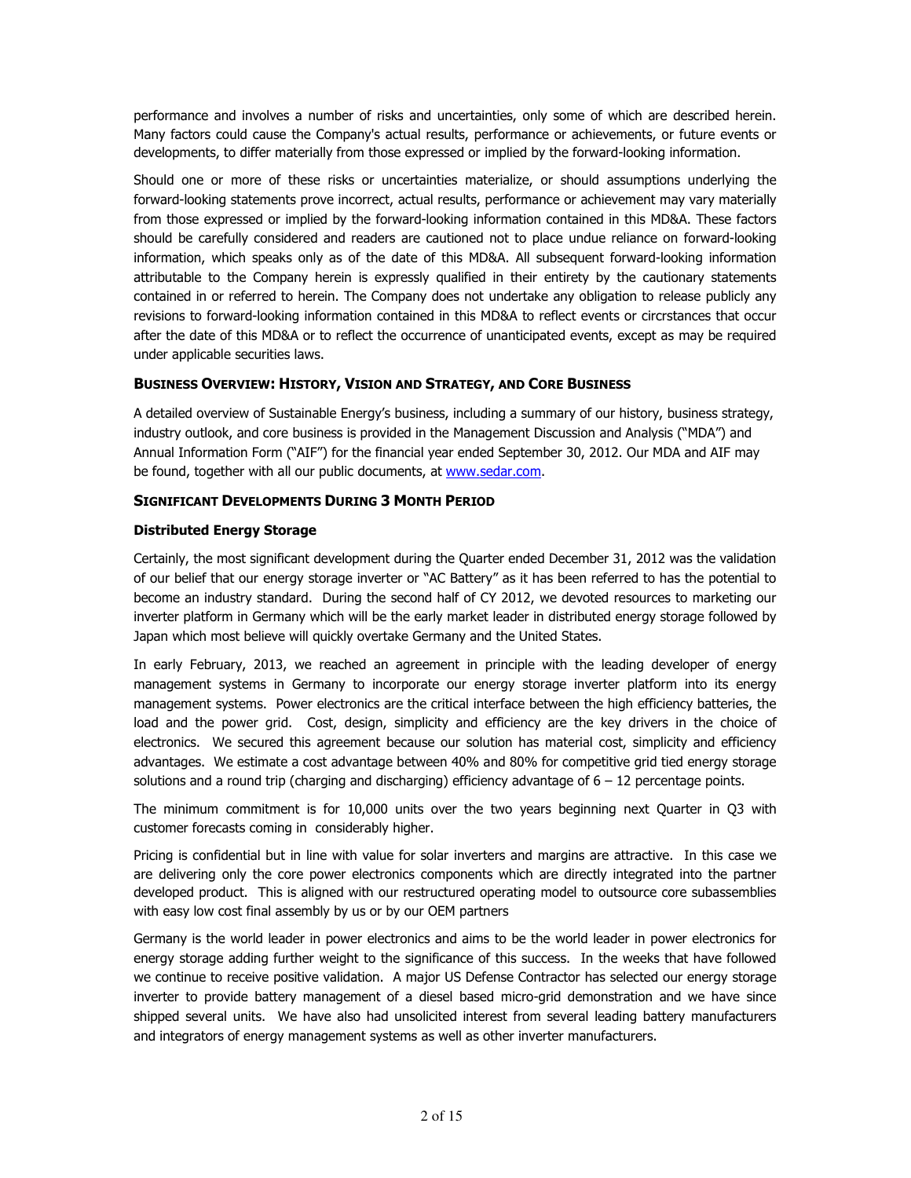performance and involves a number of risks and uncertainties, only some of which are described herein. Many factors could cause the Company's actual results, performance or achievements, or future events or developments, to differ materially from those expressed or implied by the forward-looking information.

Should one or more of these risks or uncertainties materialize, or should assumptions underlying the forward-looking statements prove incorrect, actual results, performance or achievement may vary materially from those expressed or implied by the forward-looking information contained in this MD&A. These factors should be carefully considered and readers are cautioned not to place undue reliance on forward-looking information, which speaks only as of the date of this MD&A. All subsequent forward-looking information attributable to the Company herein is expressly qualified in their entirety by the cautionary statements contained in or referred to herein. The Company does not undertake any obligation to release publicly any revisions to forward-looking information contained in this MD&A to reflect events or circrstances that occur after the date of this MD&A or to reflect the occurrence of unanticipated events, except as may be required under applicable securities laws.

## BUSINESS OVERVIEW: HISTORY, VISION AND STRATEGY, AND CORE BUSINESS

A detailed overview of Sustainable Energy's business, including a summary of our history, business strategy, industry outlook, and core business is provided in the Management Discussion and Analysis ("MDA") and Annual Information Form ("AIF") for the financial year ended September 30, 2012. Our MDA and AIF may be found, together with all our public documents, at www.sedar.com.

## SIGNIFICANT DEVELOPMENTS DURING 3 MONTH PERIOD

### Distributed Energy Storage

Certainly, the most significant development during the Quarter ended December 31, 2012 was the validation of our belief that our energy storage inverter or "AC Battery" as it has been referred to has the potential to become an industry standard. During the second half of CY 2012, we devoted resources to marketing our inverter platform in Germany which will be the early market leader in distributed energy storage followed by Japan which most believe will quickly overtake Germany and the United States.

In early February, 2013, we reached an agreement in principle with the leading developer of energy management systems in Germany to incorporate our energy storage inverter platform into its energy management systems. Power electronics are the critical interface between the high efficiency batteries, the load and the power grid. Cost, design, simplicity and efficiency are the key drivers in the choice of electronics. We secured this agreement because our solution has material cost, simplicity and efficiency advantages. We estimate a cost advantage between 40% and 80% for competitive grid tied energy storage solutions and a round trip (charging and discharging) efficiency advantage of 6 – 12 percentage points.

The minimum commitment is for 10,000 units over the two years beginning next Quarter in Q3 with customer forecasts coming in considerably higher.

Pricing is confidential but in line with value for solar inverters and margins are attractive. In this case we are delivering only the core power electronics components which are directly integrated into the partner developed product. This is aligned with our restructured operating model to outsource core subassemblies with easy low cost final assembly by us or by our OEM partners

Germany is the world leader in power electronics and aims to be the world leader in power electronics for energy storage adding further weight to the significance of this success. In the weeks that have followed we continue to receive positive validation. A major US Defense Contractor has selected our energy storage inverter to provide battery management of a diesel based micro-grid demonstration and we have since shipped several units. We have also had unsolicited interest from several leading battery manufacturers and integrators of energy management systems as well as other inverter manufacturers.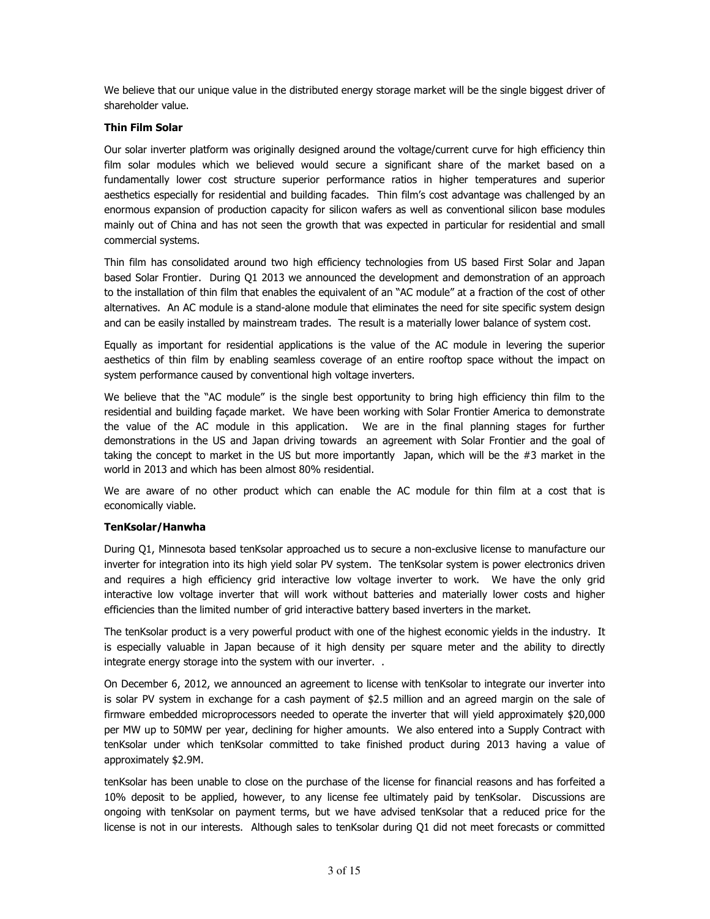We believe that our unique value in the distributed energy storage market will be the single biggest driver of shareholder value.

**Thin Film Solar**

Our solar inverter platform was originally designed around the voltage/current curve for high efficiency thin film solar modules which we believed would secure a significant share of the market based on a fundamentally lower cost structure superior performance ratios in higher temperatures and superior aesthetics especially for residential and building facades. Thin film's cost advantage was challenged by an enormous expansion of production capacity for silicon wafers as well as conventional silicon base modules mainly out of China and has not seen the growth that was expected in particular for residential and small commercial systems.

Thin film has consolidated around two high efficiency technologies from US based First Solar and Japan based Solar Frontier. During Q1 2013 we announced the development and demonstration of an approach to the installation of thin film that enables the equivalent of an "AC module" at a fraction of the cost of other alternatives. An AC module is a stand-alone module that eliminates the need for site specific system design and can be easily installed by mainstream trades. The result is a materially lower balance of system cost.

Equally as important for residential applications is the value of the AC module in levering the superior aesthetics of thin film by enabling seamless coverage of an entire rooftop space without the impact on system performance caused by conventional high voltage inverters.

We believe that the "AC module" is the single best opportunity to bring high efficiency thin film to the residential and building façade market. We have been working with Solar Frontier America to demonstrate the value of the AC module in this application. We are in the final planning stages for further demonstrations in the US and Japan driving towards an agreement with Solar Frontier and the goal of taking the concept to market in the US but more importantly Japan, which will be the #3 market in the world in 2013 and which has been almost 80% residential.

We are aware of no other product which can enable the AC module for thin film at a cost that is economically viable.

**TenKsolar/Hanwha**

During Q1, Minnesota based tenKsolar approached us to secure a non-exclusive license to manufacture our inverter for integration into its high yield solar PV system. The tenKsolar system is power electronics driven and requires a high efficiency grid interactive low voltage inverter to work. We have the only grid interactive low voltage inverter that will work without batteries and materially lower costs and higher efficiencies than the limited number of grid interactive battery based inverters in the market.

The tenKsolar product is a very powerful product with one of the highest economic yields in the industry. It is especially valuable in Japan because of it high density per square meter and the ability to directly integrate energy storage into the system with our inverter. .

On December 6, 2012, we announced an agreement to license with tenKsolar to integrate our inverter into is solar PV system in exchange for a cash payment of $2.5 million and an agreed margin on the sale of firmware embedded microprocessors needed to operate the inverter that will yield approximately $20,000 per MW up to 50MW per year, declining for higher amounts. We also entered into a Supply Contract with tenKsolar under which tenKsolar committed to take finished product during 2013 having a value of approximately $2.9M.

tenKsolar has been unable to close on the purchase of the license for financial reasons and has forfeited a 10% deposit to be applied, however, to any license fee ultimately paid by tenKsolar. Discussions are ongoing with tenKsolar on payment terms, but we have advised tenKsolar that a reduced price for the license is not in our interests. Although sales to tenKsolar during Q1 did not meet forecasts or committed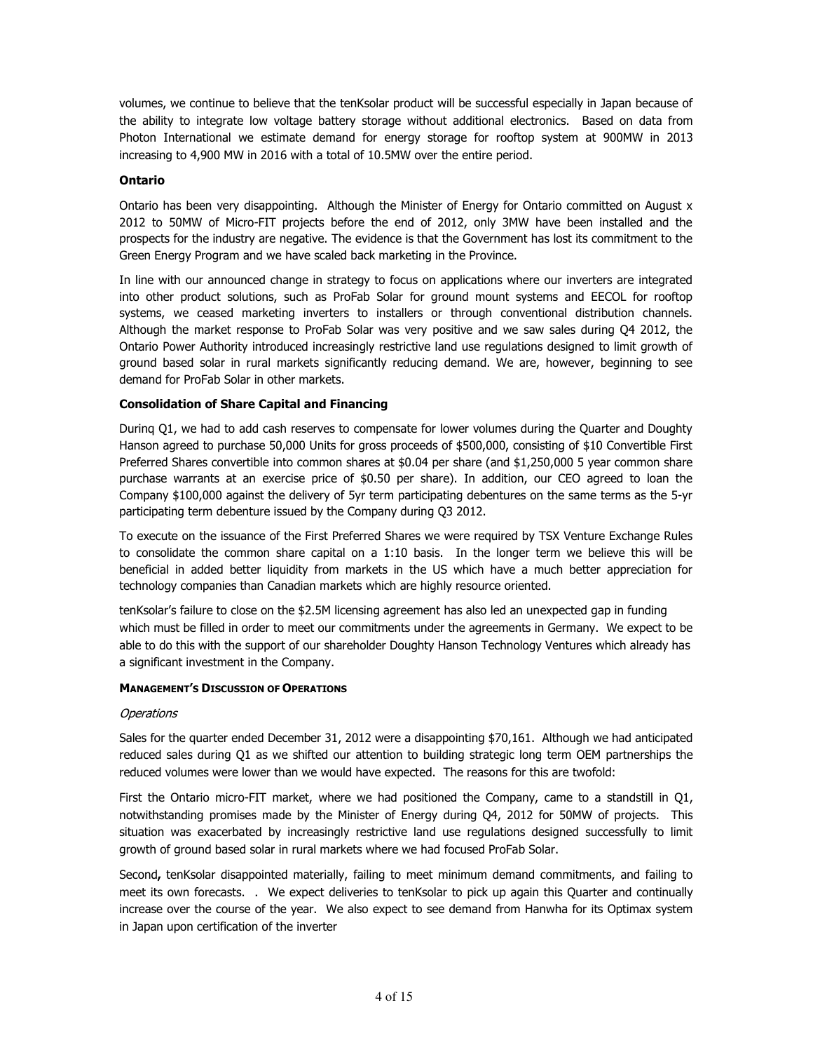volumes, we continue to believe that the tenKsolar product will be successful especially in Japan because of the ability to integrate low voltage battery storage without additional electronics. Based on data from Photon International we estimate demand for energy storage for rooftop system at 900MW in 2013 increasing to 4,900 MW in 2016 with a total of 10.5MW over the entire period.

**Ontario**

Ontario has been very disappointing. Although the Minister of Energy for Ontario committed on August x 2012 to 50MW of Micro-FIT projects before the end of 2012, only 3MW have been installed and the prospects for the industry are negative. The evidence is that the Government has lost its commitment to the Green Energy Program and we have scaled back marketing in the Province.

In line with our announced change in strategy to focus on applications where our inverters are integrated into other product solutions, such as ProFab Solar for ground mount systems and EECOL for rooftop systems, we ceased marketing inverters to installers or through conventional distribution channels. Although the market response to ProFab Solar was very positive and we saw sales during Q4 2012, the Ontario Power Authority introduced increasingly restrictive land use regulations designed to limit growth of ground based solar in rural markets significantly reducing demand. We are, however, beginning to see demand for ProFab Solar in other markets.

**Consolidation of Share Capital and Financing**

Durinq Q1, we had to add cash reserves to compensate for lower volumes during the Quarter and Doughty Hanson agreed to purchase 50,000 Units for gross proceeds of $500,000, consisting of $10 Convertible First Preferred Shares convertible into common shares at $0.04 per share (and $1,250,000 5 year common share purchase warrants at an exercise price of $0.50 per share). In addition, our CEO agreed to loan the Company $100,000 against the delivery of 5yr term participating debentures on the same terms as the 5-yr participating term debenture issued by the Company during Q3 2012.

To execute on the issuance of the First Preferred Shares we were required by TSX Venture Exchange Rules to consolidate the common share capital on a 1:10 basis. In the longer term we believe this will be beneficial in added better liquidity from markets in the US which have a much better appreciation for technology companies than Canadian markets which are highly resource oriented.

tenKsolar's failure to close on the $2.5M licensing agreement has also led an unexpected gap in funding which must be filled in order to meet our commitments under the agreements in Germany. We expect to be able to do this with the support of our shareholder Doughty Hanson Technology Ventures which already has a significant investment in the Company.

**MANAGEMENT'S DISCUSSION OF OPERATIONS**

*Operations*

Sales for the quarter ended December 31, 2012 were a disappointing $70,161. Although we had anticipated reduced sales during Q1 as we shifted our attention to building strategic long term OEM partnerships the reduced volumes were lower than we would have expected. The reasons for this are twofold:

First the Ontario micro-FIT market, where we had positioned the Company, came to a standstill in Q1, notwithstanding promises made by the Minister of Energy during Q4, 2012 for 50MW of projects. This situation was exacerbated by increasingly restrictive land use regulations designed successfully to limit growth of ground based solar in rural markets where we had focused ProFab Solar.

Second**,** tenKsolar disappointed materially, failing to meet minimum demand commitments, and failing to meet its own forecasts. . We expect deliveries to tenKsolar to pick up again this Quarter and continually increase over the course of the year. We also expect to see demand from Hanwha for its Optimax system in Japan upon certification of the inverter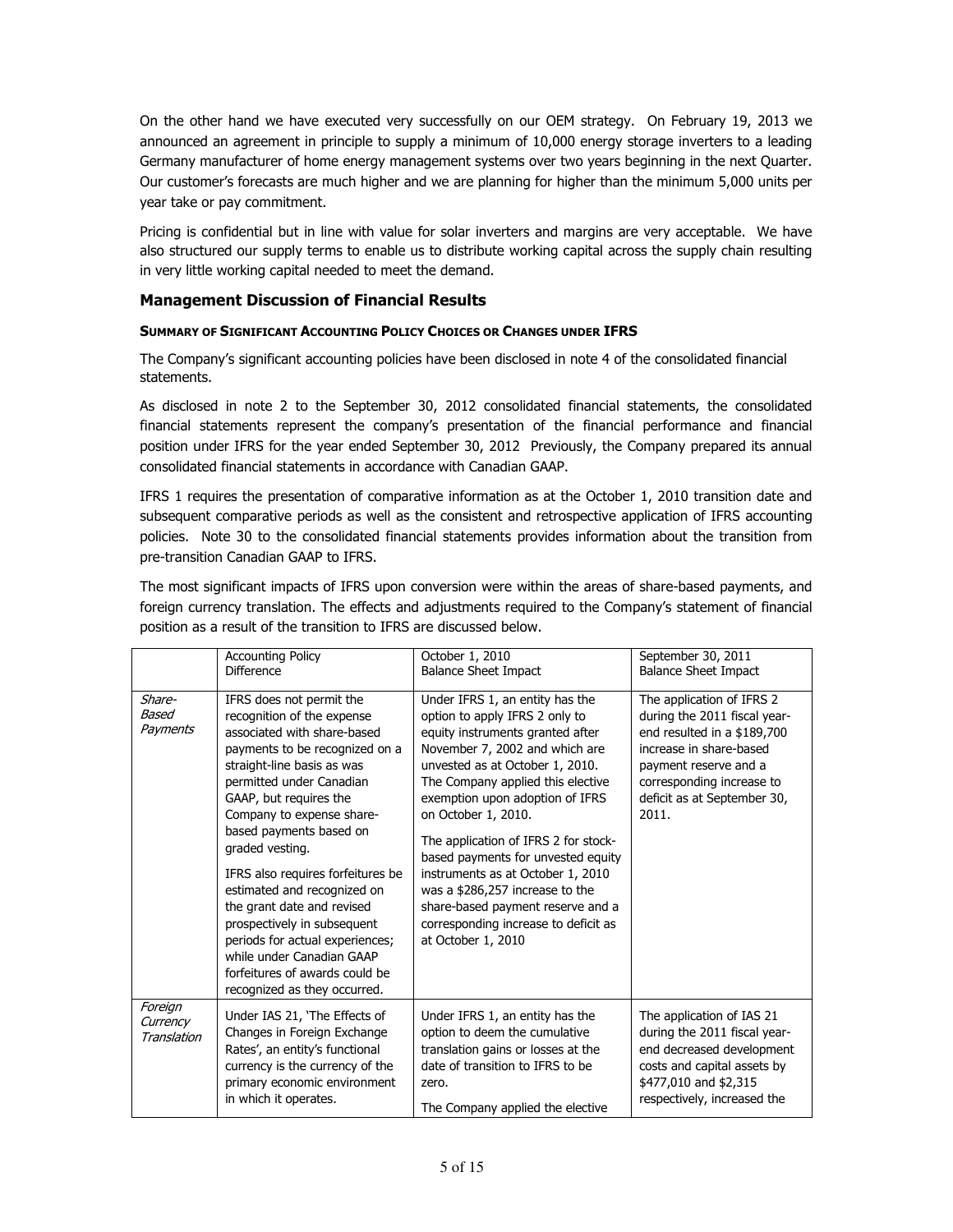On the other hand we have executed very successfully on our OEM strategy. On February 19, 2013 we announced an agreement in principle to supply a minimum of 10,000 energy storage inverters to a leading Germany manufacturer of home energy management systems over two years beginning in the next Quarter. Our customer's forecasts are much higher and we are planning for higher than the minimum 5,000 units per year take or pay commitment.

Pricing is confidential but in line with value for solar inverters and margins are very acceptable. We have also structured our supply terms to enable us to distribute working capital across the supply chain resulting in very little working capital needed to meet the demand.

## Management Discussion of Financial Results

#### SUMMARY OF SIGNIFICANT ACCOUNTING POLICY CHOICES OR CHANGES UNDER IFRS

The Company's significant accounting policies have been disclosed in note 4 of the consolidated financial statements.

As disclosed in note 2 to the September 30, 2012 consolidated financial statements, the consolidated financial statements represent the company's presentation of the financial performance and financial position under IFRS for the year ended September 30, 2012 Previously, the Company prepared its annual consolidated financial statements in accordance with Canadian GAAP.

IFRS 1 requires the presentation of comparative information as at the October 1, 2010 transition date and subsequent comparative periods as well as the consistent and retrospective application of IFRS accounting policies. Note 30 to the consolidated financial statements provides information about the transition from pre-transition Canadian GAAP to IFRS.

The most significant impacts of IFRS upon conversion were within the areas of share-based payments, and foreign currency translation. The effects and adjustments required to the Company's statement of financial position as a result of the transition to IFRS are discussed below.

| | Accounting Policy Difference | October 1, 2010 Balance Sheet Impact | September 30, 2011 Balance Sheet Impact |
|---|---|---|---|
| *Share-Based Payments* | IFRS does not permit the recognition of the expense associated with share-based payments to be recognized on a straight-line basis as was permitted under Canadian GAAP, but requires the Company to expense share-based payments based on graded vesting.<br><br>IFRS also requires forfeitures be estimated and recognized on the grant date and revised prospectively in subsequent periods for actual experiences; while under Canadian GAAP forfeitures of awards could be recognized as they occurred. | Under IFRS 1, an entity has the option to apply IFRS 2 only to equity instruments granted after November 7, 2002 and which are unvested as at October 1, 2010. The Company applied this elective exemption upon adoption of IFRS on October 1, 2010.<br><br>The application of IFRS 2 for stock-based payments for unvested equity instruments as at October 1, 2010 was a $286,257 increase to the share-based payment reserve and a corresponding increase to deficit as at October 1, 2010 | The application of IFRS 2 during the 2011 fiscal year-end resulted in a $189,700 increase in share-based payment reserve and a corresponding increase to deficit as at September 30, 2011. |
| *Foreign Currency Translation* | Under IAS 21, 'The Effects of Changes in Foreign Exchange Rates', an entity's functional currency is the currency of the primary economic environment in which it operates. | Under IFRS 1, an entity has the option to deem the cumulative translation gains or losses at the date of transition to IFRS to be zero.<br><br>The Company applied the elective | The application of IAS 21 during the 2011 fiscal year-end decreased development costs and capital assets by $477,010 and $2,315 respectively, increased the |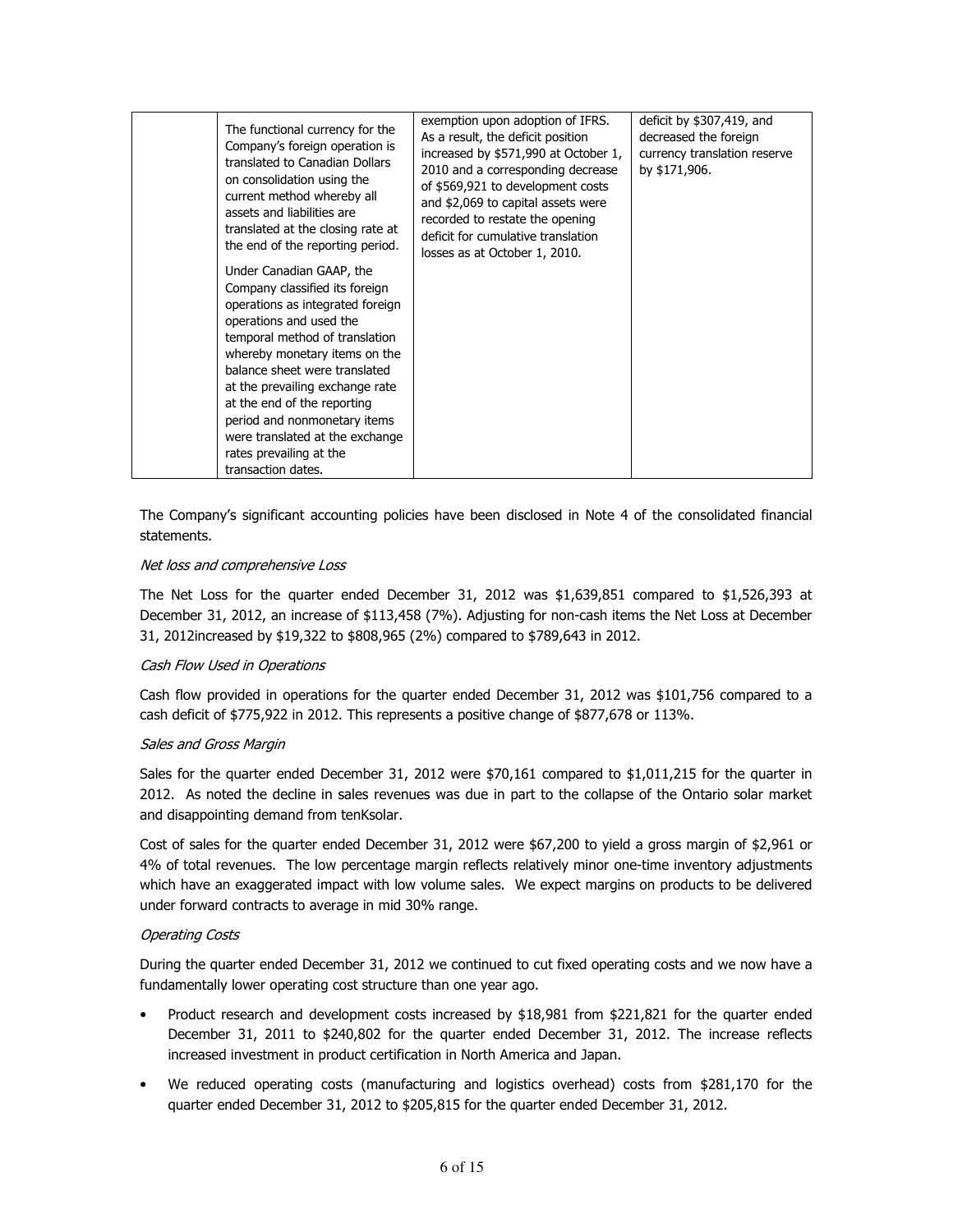| | The functional currency for the Company's foreign operation is translated to Canadian Dollars on consolidation using the current method whereby all assets and liabilities are translated at the closing rate at the end of the reporting period.<br><br>Under Canadian GAAP, the Company classified its foreign operations as integrated foreign operations and used the temporal method of translation whereby monetary items on the balance sheet were translated at the prevailing exchange rate at the end of the reporting period and nonmonetary items were translated at the exchange rates prevailing at the transaction dates. | exemption upon adoption of IFRS. As a result, the deficit position increased by $571,990 at October 1, 2010 and a corresponding decrease of $569,921 to development costs and $2,069 to capital assets were recorded to restate the opening deficit for cumulative translation losses as at October 1, 2010. | deficit by $307,419, and decreased the foreign currency translation reserve by $171,906. |
|---|---|---|---|

The Company's significant accounting policies have been disclosed in Note 4 of the consolidated financial statements.

*Net loss and comprehensive Loss*

The Net Loss for the quarter ended December 31, 2012 was $1,639,851 compared to $1,526,393 at December 31, 2012, an increase of $113,458 (7%). Adjusting for non-cash items the Net Loss at December 31, 2012increased by $19,322 to $808,965 (2%) compared to $789,643 in 2012.

*Cash Flow Used in Operations*

Cash flow provided in operations for the quarter ended December 31, 2012 was $101,756 compared to a cash deficit of $775,922 in 2012. This represents a positive change of $877,678 or 113%.

*Sales and Gross Margin*

Sales for the quarter ended December 31, 2012 were $70,161 compared to $1,011,215 for the quarter in 2012. As noted the decline in sales revenues was due in part to the collapse of the Ontario solar market and disappointing demand from tenKsolar.

Cost of sales for the quarter ended December 31, 2012 were $67,200 to yield a gross margin of $2,961 or 4% of total revenues. The low percentage margin reflects relatively minor one-time inventory adjustments which have an exaggerated impact with low volume sales. We expect margins on products to be delivered under forward contracts to average in mid 30% range.

*Operating Costs*

During the quarter ended December 31, 2012 we continued to cut fixed operating costs and we now have a fundamentally lower operating cost structure than one year ago.

- Product research and development costs increased by $18,981 from $221,821 for the quarter ended December 31, 2011 to $240,802 for the quarter ended December 31, 2012. The increase reflects increased investment in product certification in North America and Japan.
- We reduced operating costs (manufacturing and logistics overhead) costs from $281,170 for the quarter ended December 31, 2012 to $205,815 for the quarter ended December 31, 2012.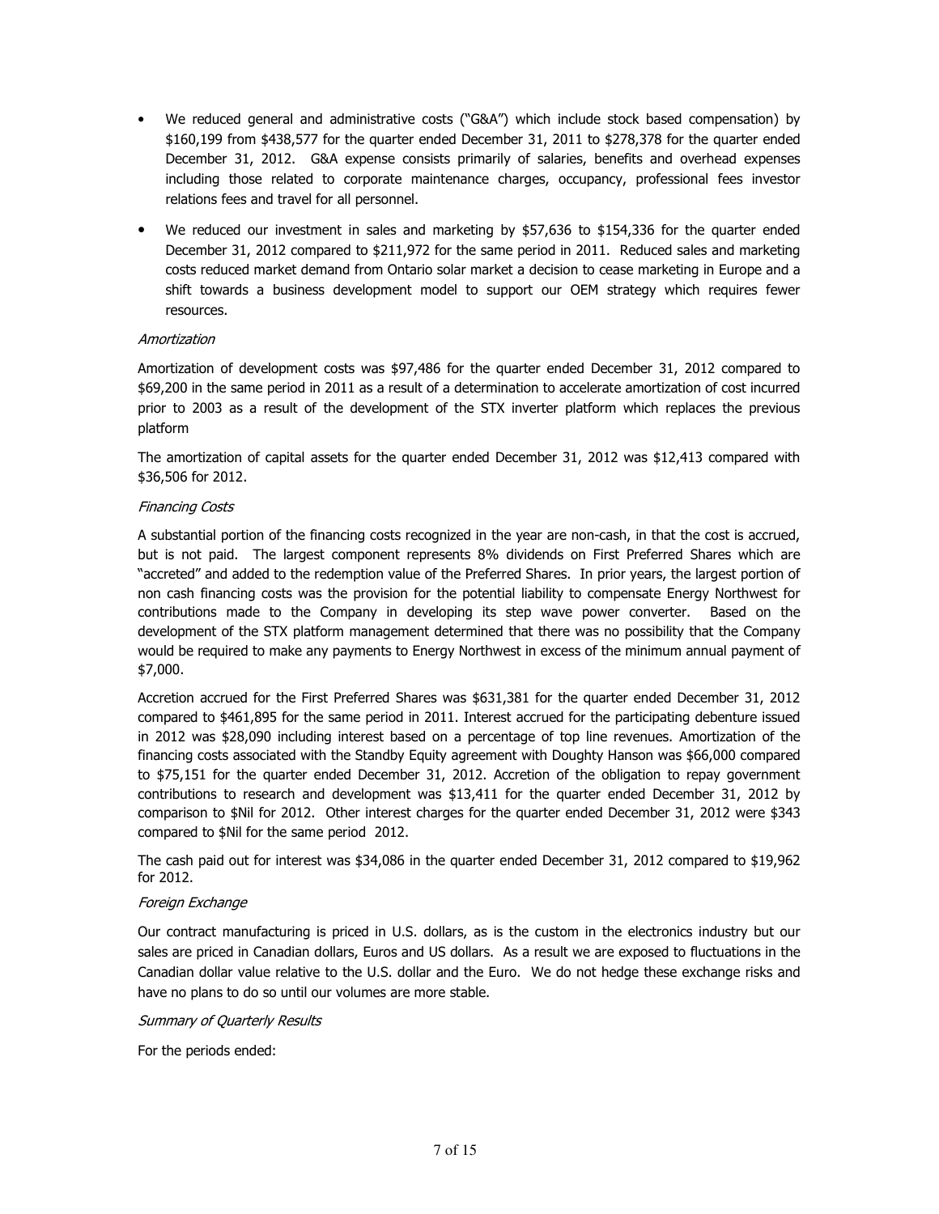- We reduced general and administrative costs ("G&A") which include stock based compensation) by $160,199 from $438,577 for the quarter ended December 31, 2011 to $278,378 for the quarter ended December 31, 2012. G&A expense consists primarily of salaries, benefits and overhead expenses including those related to corporate maintenance charges, occupancy, professional fees investor relations fees and travel for all personnel.
- We reduced our investment in sales and marketing by $57,636 to $154,336 for the quarter ended December 31, 2012 compared to $211,972 for the same period in 2011. Reduced sales and marketing costs reduced market demand from Ontario solar market a decision to cease marketing in Europe and a shift towards a business development model to support our OEM strategy which requires fewer resources.

*Amortization*

Amortization of development costs was $97,486 for the quarter ended December 31, 2012 compared to $69,200 in the same period in 2011 as a result of a determination to accelerate amortization of cost incurred prior to 2003 as a result of the development of the STX inverter platform which replaces the previous platform

The amortization of capital assets for the quarter ended December 31, 2012 was $12,413 compared with $36,506 for 2012.

*Financing Costs*

A substantial portion of the financing costs recognized in the year are non-cash, in that the cost is accrued, but is not paid. The largest component represents 8% dividends on First Preferred Shares which are "accreted" and added to the redemption value of the Preferred Shares. In prior years, the largest portion of non cash financing costs was the provision for the potential liability to compensate Energy Northwest for contributions made to the Company in developing its step wave power converter. Based on the development of the STX platform management determined that there was no possibility that the Company would be required to make any payments to Energy Northwest in excess of the minimum annual payment of $7,000.

Accretion accrued for the First Preferred Shares was $631,381 for the quarter ended December 31, 2012 compared to $461,895 for the same period in 2011. Interest accrued for the participating debenture issued in 2012 was $28,090 including interest based on a percentage of top line revenues. Amortization of the financing costs associated with the Standby Equity agreement with Doughty Hanson was $66,000 compared to $75,151 for the quarter ended December 31, 2012. Accretion of the obligation to repay government contributions to research and development was $13,411 for the quarter ended December 31, 2012 by comparison to $Nil for 2012. Other interest charges for the quarter ended December 31, 2012 were $343 compared to $Nil for the same period 2012.

The cash paid out for interest was $34,086 in the quarter ended December 31, 2012 compared to $19,962 for 2012.

*Foreign Exchange*

Our contract manufacturing is priced in U.S. dollars, as is the custom in the electronics industry but our sales are priced in Canadian dollars, Euros and US dollars. As a result we are exposed to fluctuations in the Canadian dollar value relative to the U.S. dollar and the Euro. We do not hedge these exchange risks and have no plans to do so until our volumes are more stable.

*Summary of Quarterly Results*

For the periods ended: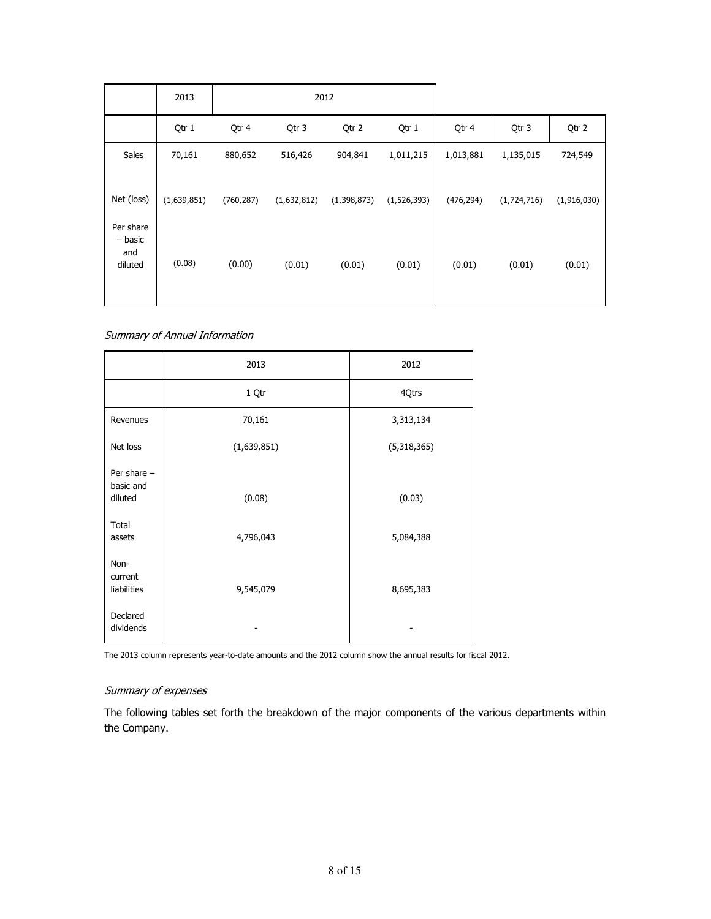|  | 2013 | 2012 |  |  |  |  |  |  |
|---|---|---|---|---|---|---|---|---|
|  | Qtr 1 | Qtr 4 | Qtr 3 | Qtr 2 | Qtr 1 | Qtr 4 | Qtr 3 | Qtr 2 |
| Sales | 70,161 | 880,652 | 516,426 | 904,841 | 1,011,215 | 1,013,881 | 1,135,015 | 724,549 |
| Net (loss) | (1,639,851) | (760,287) | (1,632,812) | (1,398,873) | (1,526,393) | (476,294) | (1,724,716) | (1,916,030) |
| Per share – basic and diluted | (0.08) | (0.00) | (0.01) | (0.01) | (0.01) | (0.01) | (0.01) | (0.01) |

*Summary of Annual Information*

|  | 2013 | 2012 |
|---|---|---|
|  | 1 Qtr | 4Qtrs |
| Revenues | 70,161 | 3,313,134 |
| Net loss | (1,639,851) | (5,318,365) |
| Per share – basic and diluted | (0.08) | (0.03) |
| Total assets | 4,796,043 | 5,084,388 |
| Non-current liabilities | 9,545,079 | 8,695,383 |
| Declared dividends | - | - |

The 2013 column represents year-to-date amounts and the 2012 column show the annual results for fiscal 2012.

*Summary of expenses*

The following tables set forth the breakdown of the major components of the various departments within the Company.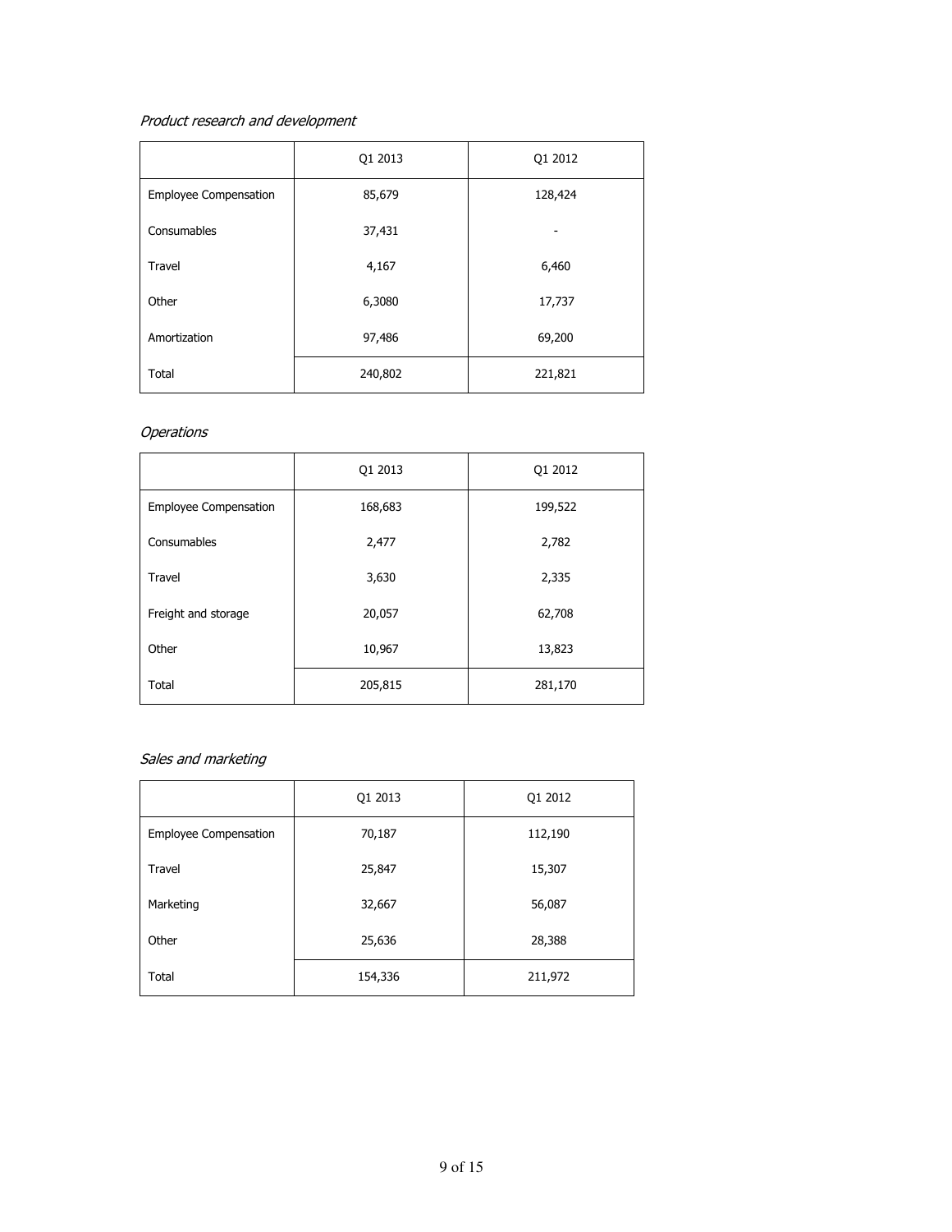*Product research and development*

| | Q1 2013 | Q1 2012 |
|---|---|---|
| Employee Compensation | 85,679 | 128,424 |
| Consumables | 37,431 | - |
| Travel | 4,167 | 6,460 |
| Other | 6,3080 | 17,737 |
| Amortization | 97,486 | 69,200 |
| Total | 240,802 | 221,821 |

*Operations*

| | Q1 2013 | Q1 2012 |
|---|---|---|
| Employee Compensation | 168,683 | 199,522 |
| Consumables | 2,477 | 2,782 |
| Travel | 3,630 | 2,335 |
| Freight and storage | 20,057 | 62,708 |
| Other | 10,967 | 13,823 |
| Total | 205,815 | 281,170 |

*Sales and marketing*

| | Q1 2013 | Q1 2012 |
|---|---|---|
| Employee Compensation | 70,187 | 112,190 |
| Travel | 25,847 | 15,307 |
| Marketing | 32,667 | 56,087 |
| Other | 25,636 | 28,388 |
| Total | 154,336 | 211,972 |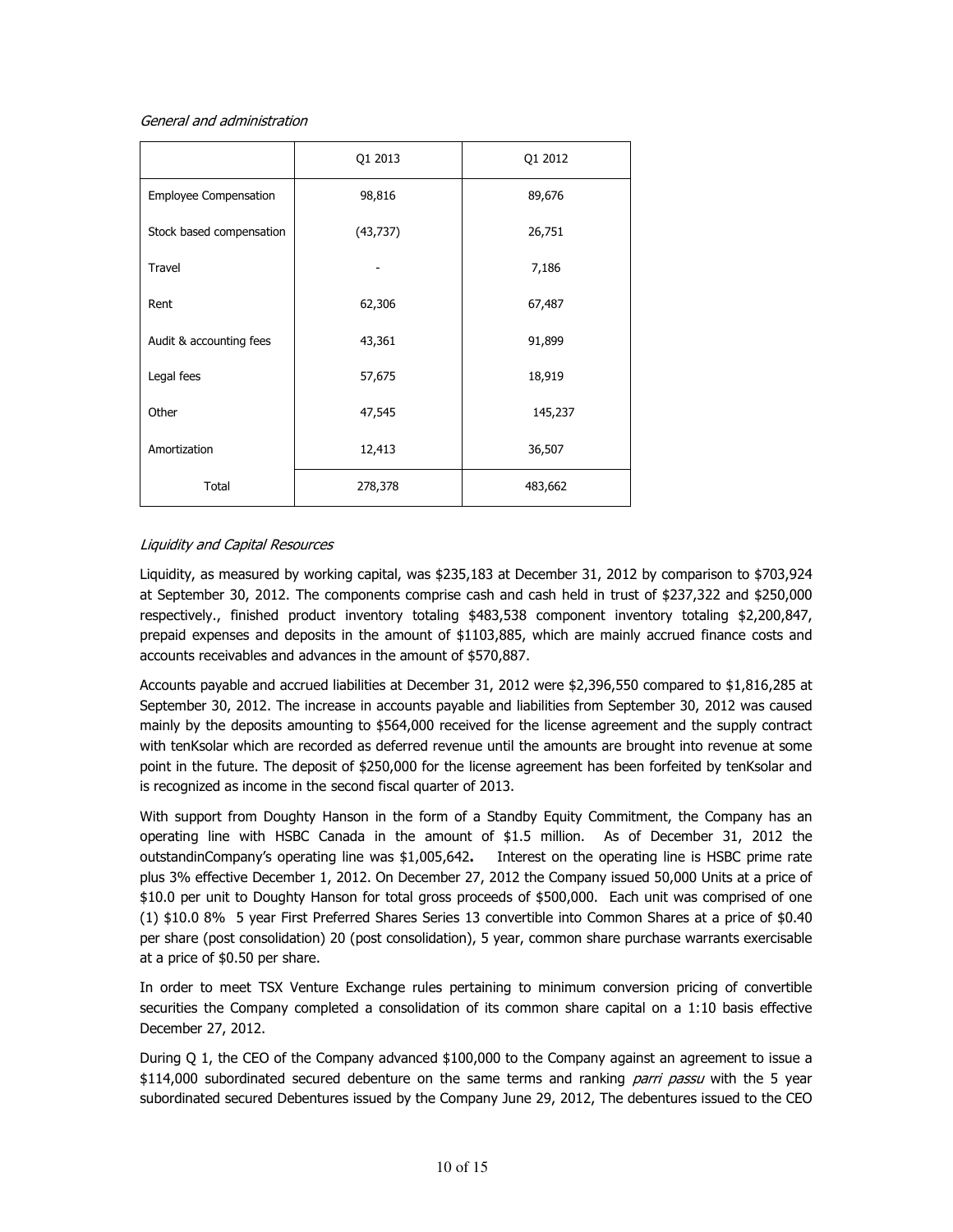*General and administration*

| | Q1 2013 | Q1 2012 |
|---|---|---|
| Employee Compensation | 98,816 | 89,676 |
| Stock based compensation | (43,737) | 26,751 |
| Travel | - | 7,186 |
| Rent | 62,306 | 67,487 |
| Audit & accounting fees | 43,361 | 91,899 |
| Legal fees | 57,675 | 18,919 |
| Other | 47,545 | 145,237 |
| Amortization | 12,413 | 36,507 |
| Total | 278,378 | 483,662 |

*Liquidity and Capital Resources*

Liquidity, as measured by working capital, was $235,183 at December 31, 2012 by comparison to $703,924 at September 30, 2012. The components comprise cash and cash held in trust of $237,322 and $250,000 respectively., finished product inventory totaling $483,538 component inventory totaling $2,200,847, prepaid expenses and deposits in the amount of $1103,885, which are mainly accrued finance costs and accounts receivables and advances in the amount of $570,887.

Accounts payable and accrued liabilities at December 31, 2012 were $2,396,550 compared to $1,816,285 at September 30, 2012. The increase in accounts payable and liabilities from September 30, 2012 was caused mainly by the deposits amounting to $564,000 received for the license agreement and the supply contract with tenKsolar which are recorded as deferred revenue until the amounts are brought into revenue at some point in the future. The deposit of $250,000 for the license agreement has been forfeited by tenKsolar and is recognized as income in the second fiscal quarter of 2013.

With support from Doughty Hanson in the form of a Standby Equity Commitment, the Company has an operating line with HSBC Canada in the amount of $1.5 million. As of December 31, 2012 the outstandinCompany's operating line was $1,005,642**.** Interest on the operating line is HSBC prime rate plus 3% effective December 1, 2012. On December 27, 2012 the Company issued 50,000 Units at a price of $10.0 per unit to Doughty Hanson for total gross proceeds of $500,000. Each unit was comprised of one (1) $10.0 8% 5 year First Preferred Shares Series 13 convertible into Common Shares at a price of $0.40 per share (post consolidation) 20 (post consolidation), 5 year, common share purchase warrants exercisable at a price of $0.50 per share.

In order to meet TSX Venture Exchange rules pertaining to minimum conversion pricing of convertible securities the Company completed a consolidation of its common share capital on a 1:10 basis effective December 27, 2012.

During Q 1, the CEO of the Company advanced $100,000 to the Company against an agreement to issue a $114,000 subordinated secured debenture on the same terms and ranking *parri passu* with the 5 year subordinated secured Debentures issued by the Company June 29, 2012, The debentures issued to the CEO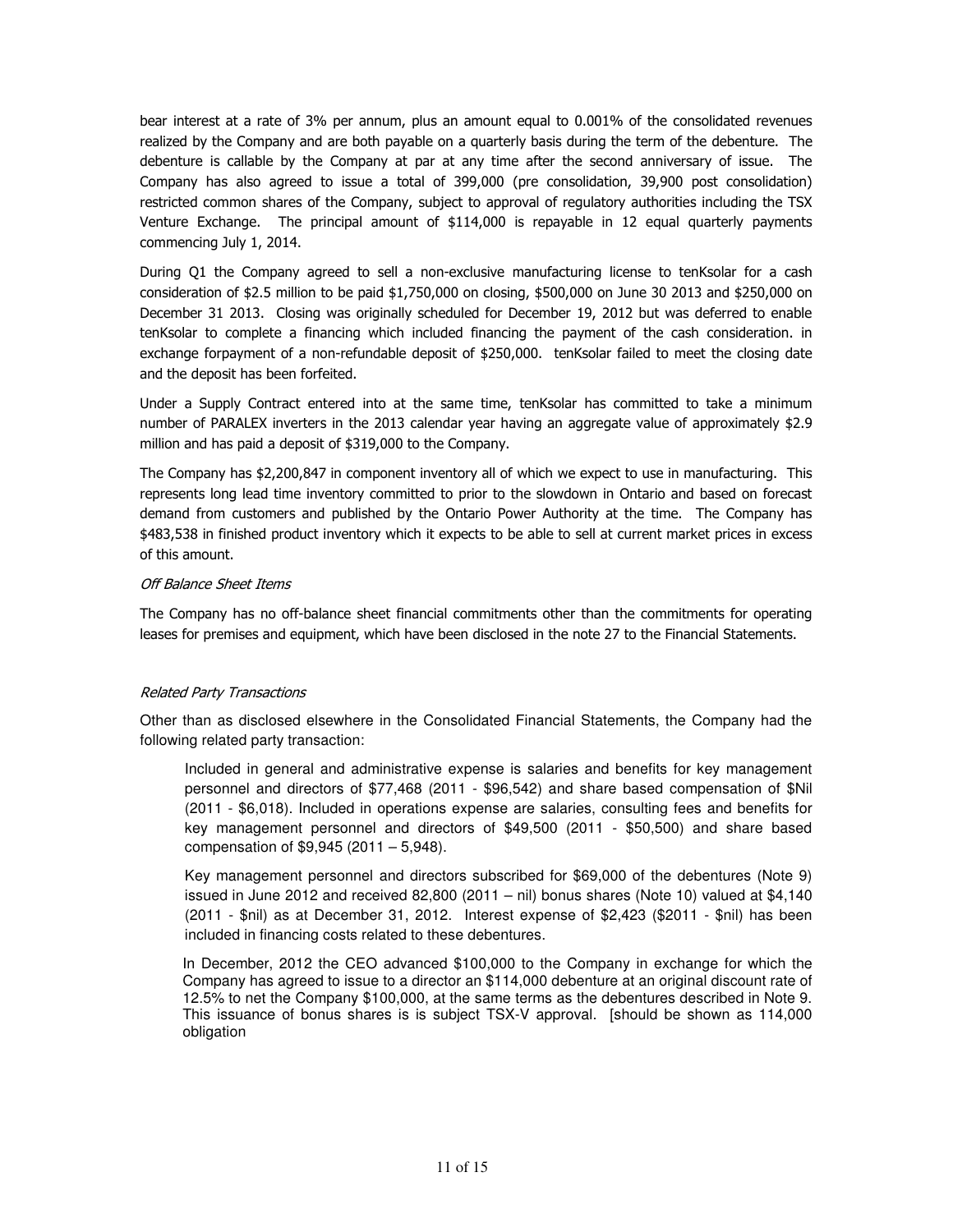bear interest at a rate of 3% per annum, plus an amount equal to 0.001% of the consolidated revenues realized by the Company and are both payable on a quarterly basis during the term of the debenture. The debenture is callable by the Company at par at any time after the second anniversary of issue. The Company has also agreed to issue a total of 399,000 (pre consolidation, 39,900 post consolidation) restricted common shares of the Company, subject to approval of regulatory authorities including the TSX Venture Exchange. The principal amount of $114,000 is repayable in 12 equal quarterly payments commencing July 1, 2014.

During Q1 the Company agreed to sell a non-exclusive manufacturing license to tenKsolar for a cash consideration of $2.5 million to be paid $1,750,000 on closing, $500,000 on June 30 2013 and $250,000 on December 31 2013. Closing was originally scheduled for December 19, 2012 but was deferred to enable tenKsolar to complete a financing which included financing the payment of the cash consideration. in exchange forpayment of a non-refundable deposit of $250,000. tenKsolar failed to meet the closing date and the deposit has been forfeited.

Under a Supply Contract entered into at the same time, tenKsolar has committed to take a minimum number of PARALEX inverters in the 2013 calendar year having an aggregate value of approximately $2.9 million and has paid a deposit of $319,000 to the Company.

The Company has $2,200,847 in component inventory all of which we expect to use in manufacturing. This represents long lead time inventory committed to prior to the slowdown in Ontario and based on forecast demand from customers and published by the Ontario Power Authority at the time. The Company has $483,538 in finished product inventory which it expects to be able to sell at current market prices in excess of this amount.

*Off Balance Sheet Items*

The Company has no off-balance sheet financial commitments other than the commitments for operating leases for premises and equipment, which have been disclosed in the note 27 to the Financial Statements.

*Related Party Transactions*

Other than as disclosed elsewhere in the Consolidated Financial Statements, the Company had the following related party transaction:

> Included in general and administrative expense is salaries and benefits for key management personnel and directors of $77,468 (2011 - $96,542) and share based compensation of $Nil (2011 - $6,018). Included in operations expense are salaries, consulting fees and benefits for key management personnel and directors of $49,500 (2011 - $50,500) and share based compensation of $9,945 (2011 – 5,948).
>
> Key management personnel and directors subscribed for $69,000 of the debentures (Note 9) issued in June 2012 and received 82,800 (2011 – nil) bonus shares (Note 10) valued at $4,140 (2011 - $nil) as at December 31, 2012. Interest expense of $2,423 ($2011 - $nil) has been included in financing costs related to these debentures.
>
> In December, 2012 the CEO advanced $100,000 to the Company in exchange for which the Company has agreed to issue to a director an $114,000 debenture at an original discount rate of 12.5% to net the Company $100,000, at the same terms as the debentures described in Note 9. This issuance of bonus shares is is subject TSX-V approval. [should be shown as 114,000 obligation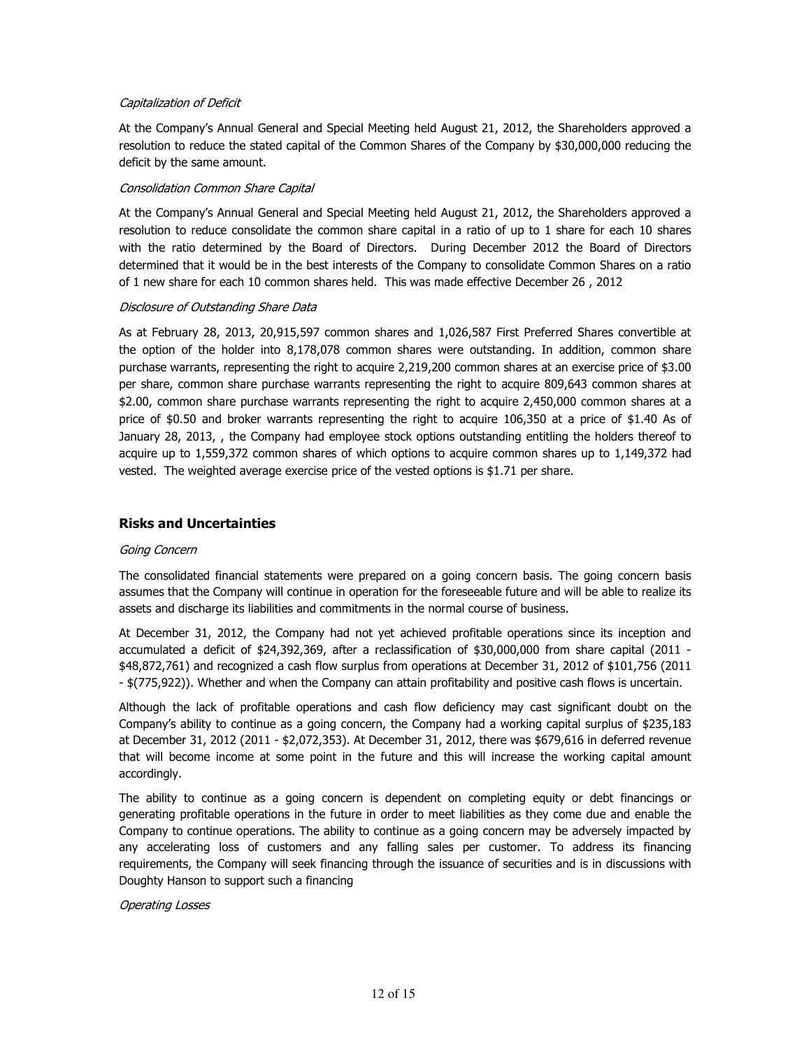*Capitalization of Deficit*

At the Company's Annual General and Special Meeting held August 21, 2012, the Shareholders approved a resolution to reduce the stated capital of the Common Shares of the Company by $30,000,000 reducing the deficit by the same amount.

*Consolidation Common Share Capital*

At the Company's Annual General and Special Meeting held August 21, 2012, the Shareholders approved a resolution to reduce consolidate the common share capital in a ratio of up to 1 share for each 10 shares with the ratio determined by the Board of Directors. During December 2012 the Board of Directors determined that it would be in the best interests of the Company to consolidate Common Shares on a ratio of 1 new share for each 10 common shares held. This was made effective December 26 , 2012

*Disclosure of Outstanding Share Data*

As at February 28, 2013, 20,915,597 common shares and 1,026,587 First Preferred Shares convertible at the option of the holder into 8,178,078 common shares were outstanding. In addition, common share purchase warrants, representing the right to acquire 2,219,200 common shares at an exercise price of $3.00 per share, common share purchase warrants representing the right to acquire 809,643 common shares at $2.00, common share purchase warrants representing the right to acquire 2,450,000 common shares at a price of $0.50 and broker warrants representing the right to acquire 106,350 at a price of $1.40 As of January 28, 2013, , the Company had employee stock options outstanding entitling the holders thereof to acquire up to 1,559,372 common shares of which options to acquire common shares up to 1,149,372 had vested. The weighted average exercise price of the vested options is $1.71 per share.

## Risks and Uncertainties

*Going Concern*

The consolidated financial statements were prepared on a going concern basis. The going concern basis assumes that the Company will continue in operation for the foreseeable future and will be able to realize its assets and discharge its liabilities and commitments in the normal course of business.

At December 31, 2012, the Company had not yet achieved profitable operations since its inception and accumulated a deficit of $24,392,369, after a reclassification of $30,000,000 from share capital (2011 - $48,872,761) and recognized a cash flow surplus from operations at December 31, 2012 of $101,756 (2011 - $(775,922)). Whether and when the Company can attain profitability and positive cash flows is uncertain.

Although the lack of profitable operations and cash flow deficiency may cast significant doubt on the Company's ability to continue as a going concern, the Company had a working capital surplus of $235,183 at December 31, 2012 (2011 - $2,072,353). At December 31, 2012, there was $679,616 in deferred revenue that will become income at some point in the future and this will increase the working capital amount accordingly.

The ability to continue as a going concern is dependent on completing equity or debt financings or generating profitable operations in the future in order to meet liabilities as they come due and enable the Company to continue operations. The ability to continue as a going concern may be adversely impacted by any accelerating loss of customers and any falling sales per customer. To address its financing requirements, the Company will seek financing through the issuance of securities and is in discussions with Doughty Hanson to support such a financing

*Operating Losses*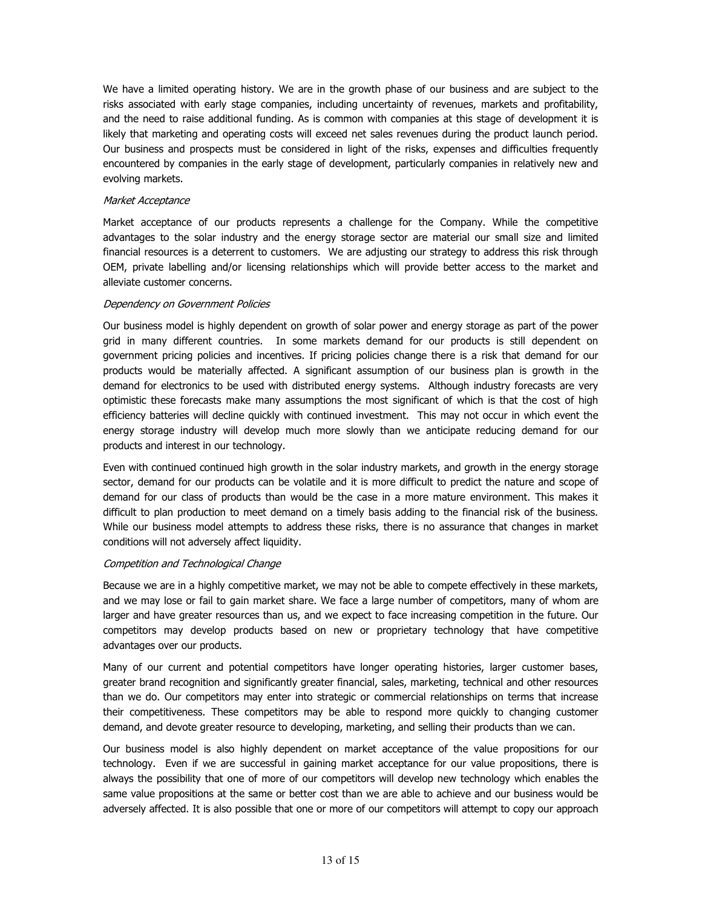We have a limited operating history. We are in the growth phase of our business and are subject to the risks associated with early stage companies, including uncertainty of revenues, markets and profitability, and the need to raise additional funding. As is common with companies at this stage of development it is likely that marketing and operating costs will exceed net sales revenues during the product launch period. Our business and prospects must be considered in light of the risks, expenses and difficulties frequently encountered by companies in the early stage of development, particularly companies in relatively new and evolving markets.

*Market Acceptance*

Market acceptance of our products represents a challenge for the Company. While the competitive advantages to the solar industry and the energy storage sector are material our small size and limited financial resources is a deterrent to customers. We are adjusting our strategy to address this risk through OEM, private labelling and/or licensing relationships which will provide better access to the market and alleviate customer concerns.

*Dependency on Government Policies*

Our business model is highly dependent on growth of solar power and energy storage as part of the power grid in many different countries. In some markets demand for our products is still dependent on government pricing policies and incentives. If pricing policies change there is a risk that demand for our products would be materially affected. A significant assumption of our business plan is growth in the demand for electronics to be used with distributed energy systems. Although industry forecasts are very optimistic these forecasts make many assumptions the most significant of which is that the cost of high efficiency batteries will decline quickly with continued investment. This may not occur in which event the energy storage industry will develop much more slowly than we anticipate reducing demand for our products and interest in our technology.

Even with continued continued high growth in the solar industry markets, and growth in the energy storage sector, demand for our products can be volatile and it is more difficult to predict the nature and scope of demand for our class of products than would be the case in a more mature environment. This makes it difficult to plan production to meet demand on a timely basis adding to the financial risk of the business. While our business model attempts to address these risks, there is no assurance that changes in market conditions will not adversely affect liquidity.

*Competition and Technological Change*

Because we are in a highly competitive market, we may not be able to compete effectively in these markets, and we may lose or fail to gain market share. We face a large number of competitors, many of whom are larger and have greater resources than us, and we expect to face increasing competition in the future. Our competitors may develop products based on new or proprietary technology that have competitive advantages over our products.

Many of our current and potential competitors have longer operating histories, larger customer bases, greater brand recognition and significantly greater financial, sales, marketing, technical and other resources than we do. Our competitors may enter into strategic or commercial relationships on terms that increase their competitiveness. These competitors may be able to respond more quickly to changing customer demand, and devote greater resource to developing, marketing, and selling their products than we can.

Our business model is also highly dependent on market acceptance of the value propositions for our technology. Even if we are successful in gaining market acceptance for our value propositions, there is always the possibility that one of more of our competitors will develop new technology which enables the same value propositions at the same or better cost than we are able to achieve and our business would be adversely affected. It is also possible that one or more of our competitors will attempt to copy our approach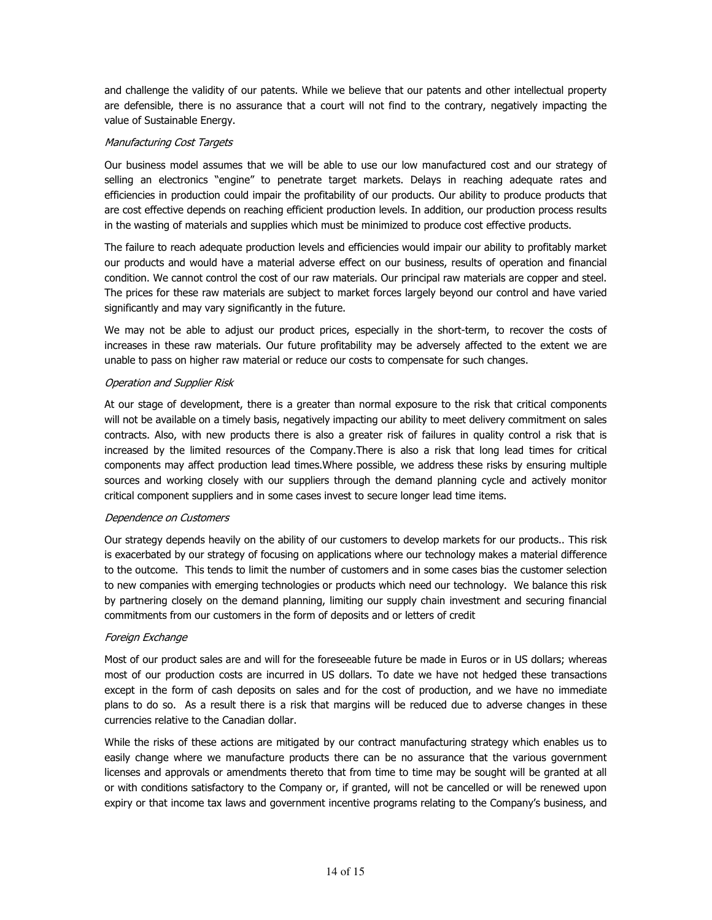and challenge the validity of our patents. While we believe that our patents and other intellectual property are defensible, there is no assurance that a court will not find to the contrary, negatively impacting the value of Sustainable Energy.

*Manufacturing Cost Targets*

Our business model assumes that we will be able to use our low manufactured cost and our strategy of selling an electronics "engine" to penetrate target markets. Delays in reaching adequate rates and efficiencies in production could impair the profitability of our products. Our ability to produce products that are cost effective depends on reaching efficient production levels. In addition, our production process results in the wasting of materials and supplies which must be minimized to produce cost effective products.

The failure to reach adequate production levels and efficiencies would impair our ability to profitably market our products and would have a material adverse effect on our business, results of operation and financial condition. We cannot control the cost of our raw materials. Our principal raw materials are copper and steel. The prices for these raw materials are subject to market forces largely beyond our control and have varied significantly and may vary significantly in the future.

We may not be able to adjust our product prices, especially in the short-term, to recover the costs of increases in these raw materials. Our future profitability may be adversely affected to the extent we are unable to pass on higher raw material or reduce our costs to compensate for such changes.

*Operation and Supplier Risk*

At our stage of development, there is a greater than normal exposure to the risk that critical components will not be available on a timely basis, negatively impacting our ability to meet delivery commitment on sales contracts. Also, with new products there is also a greater risk of failures in quality control a risk that is increased by the limited resources of the Company.There is also a risk that long lead times for critical components may affect production lead times.Where possible, we address these risks by ensuring multiple sources and working closely with our suppliers through the demand planning cycle and actively monitor critical component suppliers and in some cases invest to secure longer lead time items.

*Dependence on Customers*

Our strategy depends heavily on the ability of our customers to develop markets for our products.. This risk is exacerbated by our strategy of focusing on applications where our technology makes a material difference to the outcome. This tends to limit the number of customers and in some cases bias the customer selection to new companies with emerging technologies or products which need our technology. We balance this risk by partnering closely on the demand planning, limiting our supply chain investment and securing financial commitments from our customers in the form of deposits and or letters of credit

*Foreign Exchange*

Most of our product sales are and will for the foreseeable future be made in Euros or in US dollars; whereas most of our production costs are incurred in US dollars. To date we have not hedged these transactions except in the form of cash deposits on sales and for the cost of production, and we have no immediate plans to do so. As a result there is a risk that margins will be reduced due to adverse changes in these currencies relative to the Canadian dollar.

While the risks of these actions are mitigated by our contract manufacturing strategy which enables us to easily change where we manufacture products there can be no assurance that the various government licenses and approvals or amendments thereto that from time to time may be sought will be granted at all or with conditions satisfactory to the Company or, if granted, will not be cancelled or will be renewed upon expiry or that income tax laws and government incentive programs relating to the Company's business, and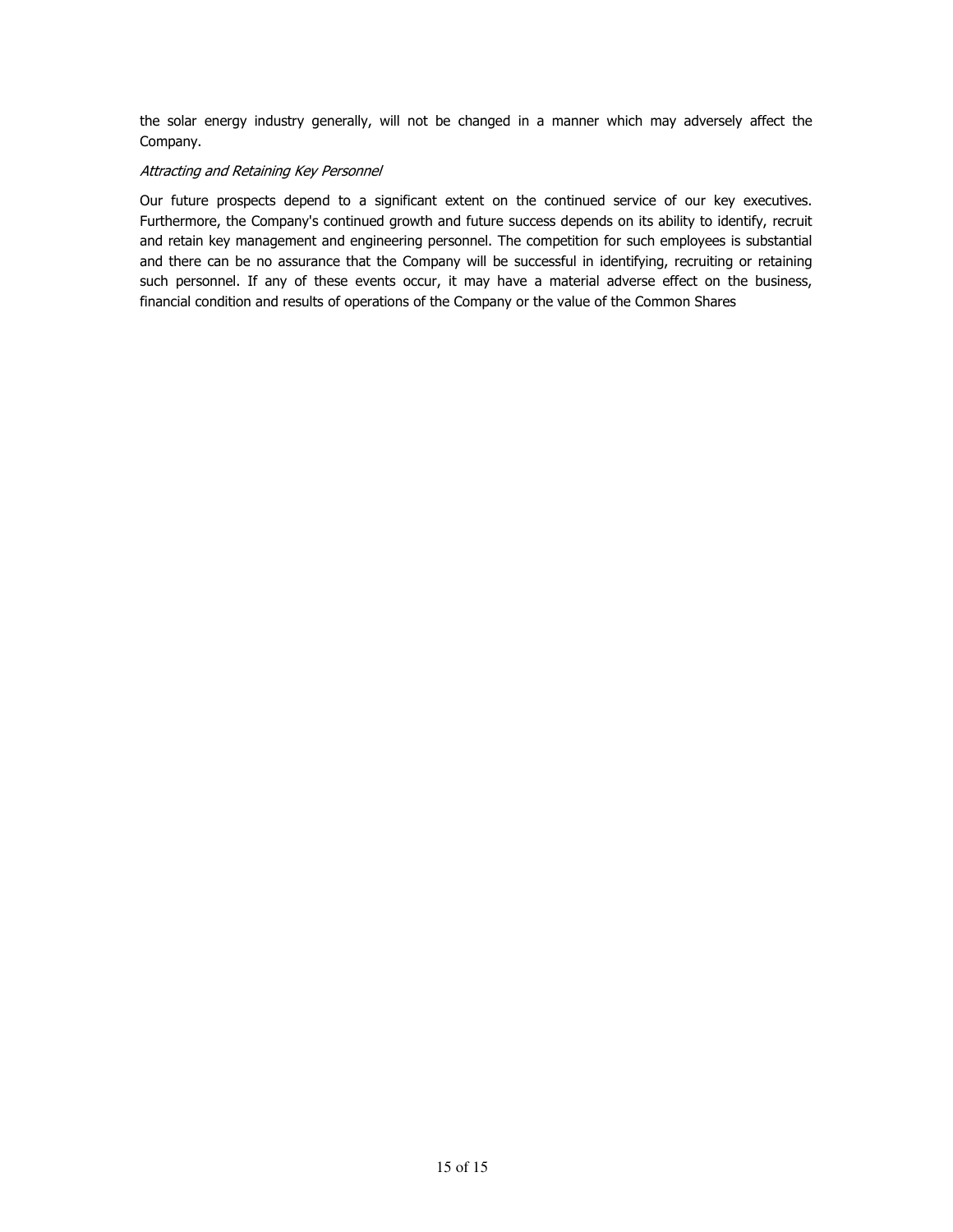the solar energy industry generally, will not be changed in a manner which may adversely affect the Company.

*Attracting and Retaining Key Personnel*

Our future prospects depend to a significant extent on the continued service of our key executives. Furthermore, the Company's continued growth and future success depends on its ability to identify, recruit and retain key management and engineering personnel. The competition for such employees is substantial and there can be no assurance that the Company will be successful in identifying, recruiting or retaining such personnel. If any of these events occur, it may have a material adverse effect on the business, financial condition and results of operations of the Company or the value of the Common Shares